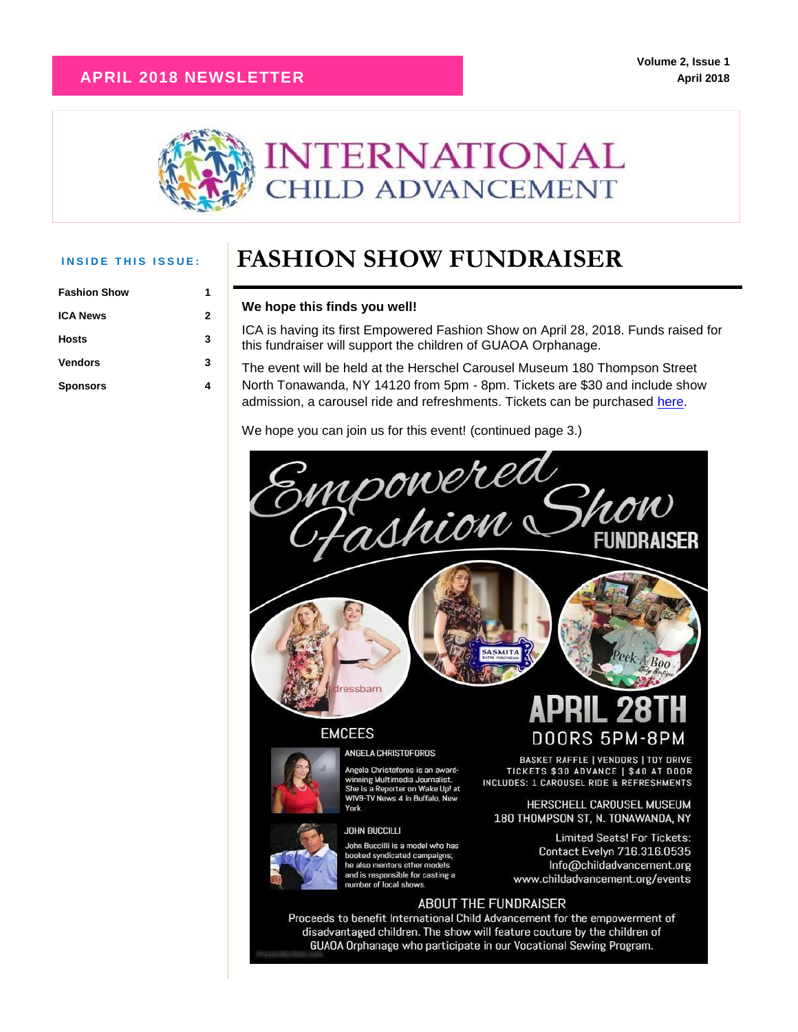**APRIL 2018 NEWSLETTER**

# INTERNATIONAL CHILD ADVANCEMENT

**INSIDE THIS ISSUE:**

| | |
|---|---|
| **Fashion Show** | **1** |
| **ICA News** | **2** |
| **Hosts** | **3** |
| **Vendors** | **3** |
| **Sponsors** | **4** |

# FASHION SHOW FUNDRAISER

**We hope this finds you well!**

ICA is having its first Empowered Fashion Show on April 28, 2018. Funds raised for this fundraiser will support the children of GUAOA Orphanage.

The event will be held at the Herschel Carousel Museum 180 Thompson Street North Tonawanda, NY 14120 from 5pm - 8pm. Tickets are $30 and include show admission, a carousel ride and refreshments. Tickets can be purchased here.

We hope you can join us for this event! (continued page 3.)

Empowered Fashion Show

FUNDRAISER

dressbarn

SASMITA BATIK INDONESIA

Peek-A-Boo Baby Boutique

EMCEES

ANGELA CHRISTOFOROS

Angela Christoforos is an award-winning Multimedia Journalist. She is a Reporter on Wake Up! at WIVB-TV News 4 in Buffalo, New York.

JOHN BUCCILLI

John Buccilli is a model who has booked syndicated campaigns; he also mentors other models and is responsible for casting a number of local shows.

APRIL 28TH

DOORS 5PM-8PM

BASKET RAFFLE | VENDORS | TOY DRIVE
TICKETS $30 ADVANCE | $40 AT DOOR
INCLUDES: 1 CAROUSEL RIDE & REFRESHMENTS

HERSCHELL CAROUSEL MUSEUM
180 THOMPSON ST, N. TONAWANDA, NY

Limited Seats! For Tickets:
Contact Evelyn 716.316.0535
Info@childadvancement.org
www.childadvancement.org/events

ABOUT THE FUNDRAISER

Proceeds to benefit International Child Advancement for the empowerment of disadvantaged children. The show will feature couture by the children of GUAOA Orphanage who participate in our Vocational Sewing Program.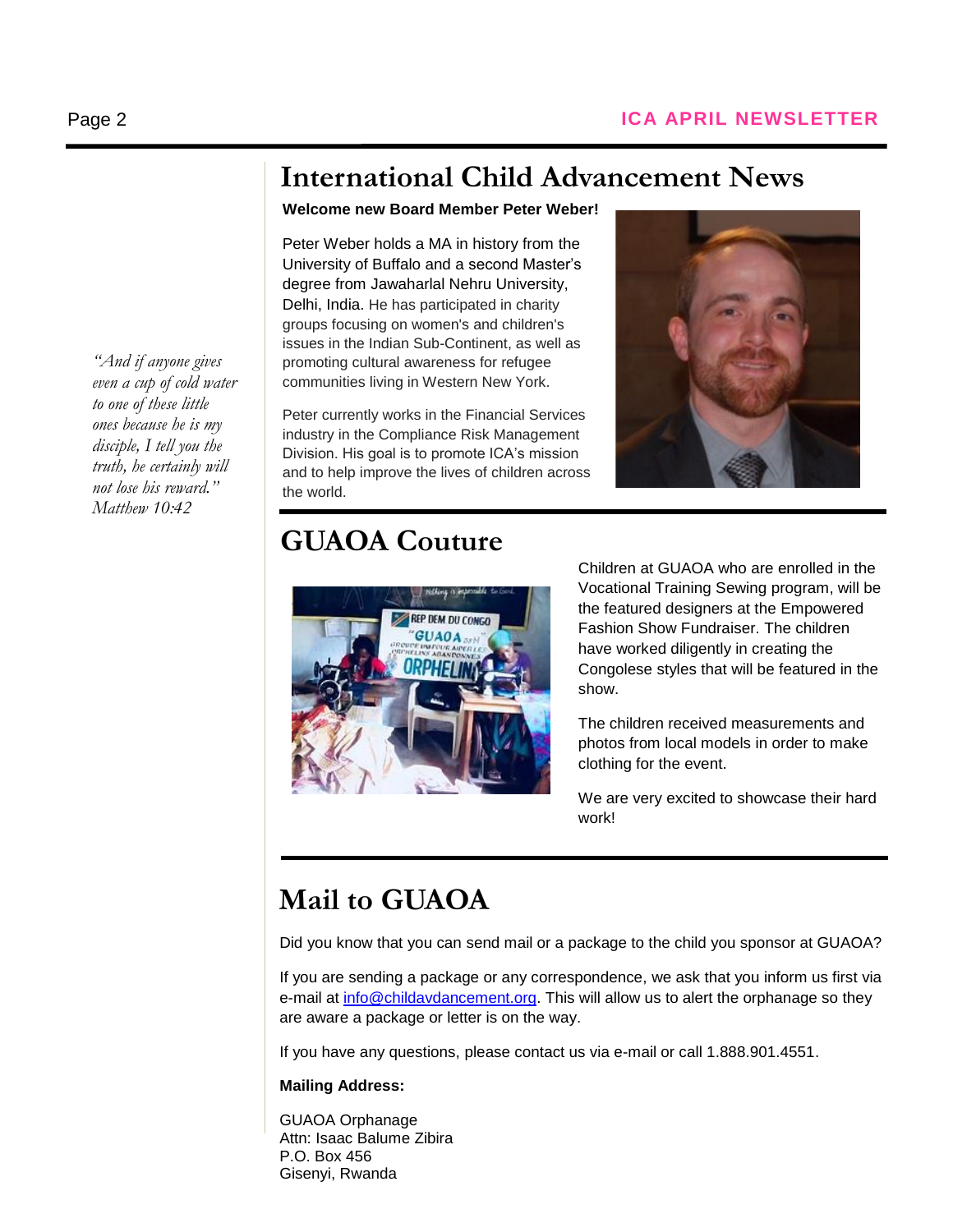# International Child Advancement News

**Welcome new Board Member Peter Weber!**

Peter Weber holds a MA in history from the University of Buffalo and a second Master's degree from Jawaharlal Nehru University, Delhi, India. He has participated in charity groups focusing on women's and children's issues in the Indian Sub-Continent, as well as promoting cultural awareness for refugee communities living in Western New York.

Peter currently works in the Financial Services industry in the Compliance Risk Management Division. His goal is to promote ICA's mission and to help improve the lives of children across the world.

*"And if anyone gives even a cup of cold water to one of these little ones because he is my disciple, I tell you the truth, he certainly will not lose his reward." Matthew 10:42*

## GUAOA Couture

Children at GUAOA who are enrolled in the Vocational Training Sewing program, will be the featured designers at the Empowered Fashion Show Fundraiser. The children have worked diligently in creating the Congolese styles that will be featured in the show.

The children received measurements and photos from local models in order to make clothing for the event.

We are very excited to showcase their hard work!

## Mail to GUAOA

Did you know that you can send mail or a package to the child you sponsor at GUAOA?

If you are sending a package or any correspondence, we ask that you inform us first via e-mail at info@childavdancement.org. This will allow us to alert the orphanage so they are aware a package or letter is on the way.

If you have any questions, please contact us via e-mail or call 1.888.901.4551.

**Mailing Address:**

GUAOA Orphanage
Attn: Isaac Balume Zibira
P.O. Box 456
Gisenyi, Rwanda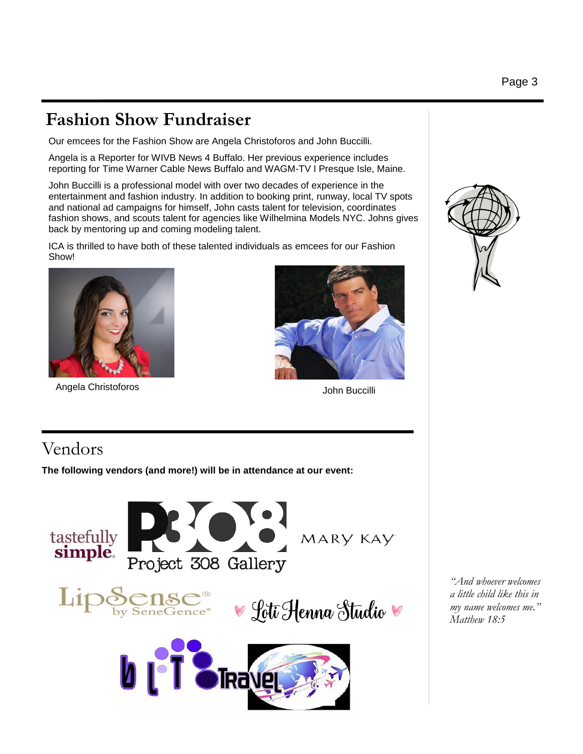# Fashion Show Fundraiser

Our emcees for the Fashion Show are Angela Christoforos and John Buccilli.

Angela is a Reporter for WIVB News 4 Buffalo. Her previous experience includes reporting for Time Warner Cable News Buffalo and WAGM-TV I Presque Isle, Maine.

John Buccilli is a professional model with over two decades of experience in the entertainment and fashion industry. In addition to booking print, runway, local TV spots and national ad campaigns for himself, John casts talent for television, coordinates fashion shows, and scouts talent for agencies like Wilhelmina Models NYC. Johns gives back by mentoring up and coming modeling talent.

ICA is thrilled to have both of these talented individuals as emcees for our Fashion Show!

Angela Christoforos

John Buccilli

# Vendors

**The following vendors (and more!) will be in attendance at our event:**

tastefully simple.

Project 308 Gallery

MARY KAY

LipSense by SeneGence

Loti Henna Studio

b l T Travel

*"And whoever welcomes a little child like this in my name welcomes me." Matthew 18:5*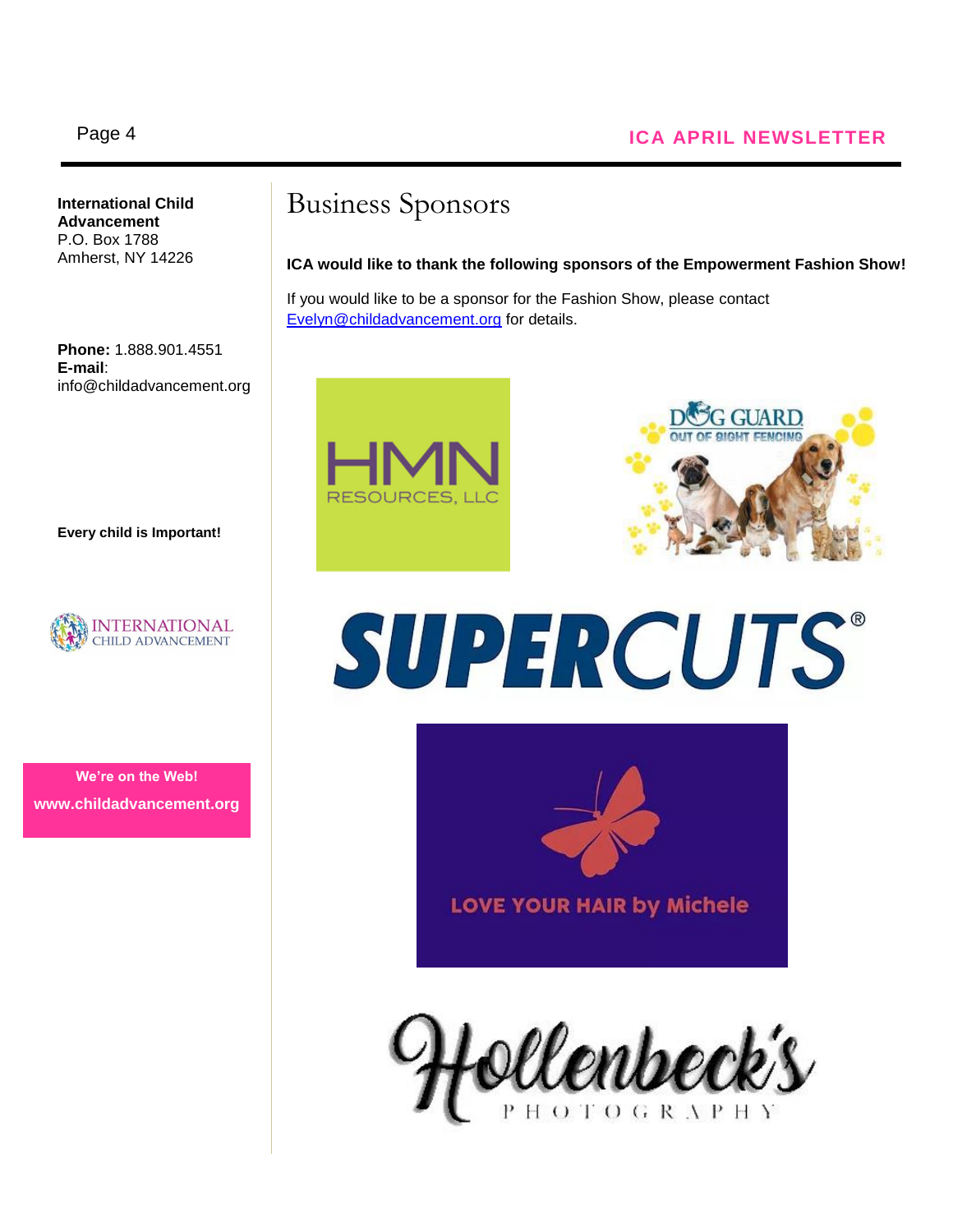**International Child Advancement**
P.O. Box 1788
Amherst, NY 14226

**Phone:** 1.888.901.4551
**E-mail**:
info@childadvancement.org

**Every child is Important!**

**We're on the Web!**
**www.childadvancement.org**

# Business Sponsors

**ICA would like to thank the following sponsors of the Empowerment Fashion Show!**

If you would like to be a sponsor for the Fashion Show, please contact Evelyn@childadvancement.org for details.